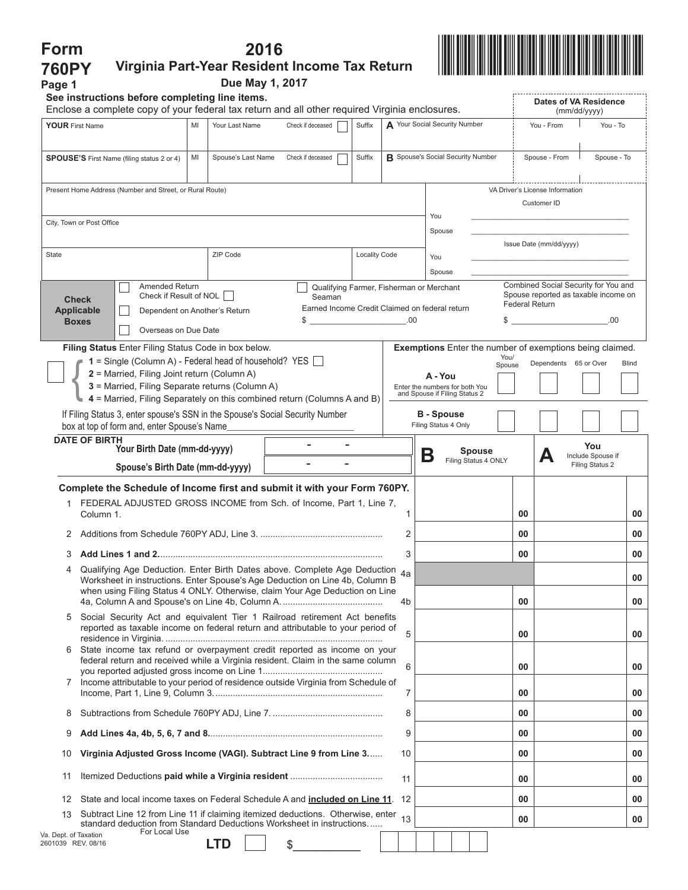# Form 760PY

## 2016 Virginia Part-Year Resident Income Tax Return

**Due May 1, 2017**

Page 1

**See instructions before completing line items.**
Enclose a complete copy of your federal tax return and all other required Virginia enclosures.

**Dates of VA Residence** (mm/dd/yyyy)

| **YOUR** First Name | MI | Your Last Name | Check if deceased ☐ | Suffix | **A** Your Social Security Number | You - From | You - To |
|---|---|---|---|---|---|---|---|
| | | | | | | | |
| **SPOUSE'S** First Name (filing status 2 or 4) | MI | Spouse's Last Name | Check if deceased ☐ | Suffix | **B** Spouse's Social Security Number | Spouse - From | Spouse - To |
| | | | | | | | |

Present Home Address (Number and Street, or Rural Route)

City, Town or Post Office

| State | ZIP Code | Locality Code |
|---|---|---|
| | | |

VA Driver's License Information

Customer ID
You ____________________
Spouse ____________________

Issue Date (mm/dd/yyyy)
You ____________________
Spouse ____________________

**Check Applicable Boxes**

- ☐ Amended Return Check if Result of NOL ☐
- ☐ Dependent on Another's Return
- ☐ Overseas on Due Date
- ☐ Qualifying Farmer, Fisherman or Merchant Seaman

Earned Income Credit Claimed on federal return $ ____________________.00

Combined Social Security for You and Spouse reported as taxable income on Federal Return $ ____________________.00

**Filing Status** Enter Filing Status Code in box below.

☐
- **1** = Single (Column A) - Federal head of household? YES ☐
- **2** = Married, Filing Joint return (Column A)
- **3** = Married, Filing Separate returns (Column A)
- **4** = Married, Filing Separately on this combined return (Columns A and B)

If Filing Status 3, enter spouse's SSN in the Spouse's Social Security Number box at top of form and, enter Spouse's Name____________________

**Exemptions** Enter the number of exemptions being claimed.

| | You/ Spouse | Dependents | 65 or Over | Blind |
|---|---|---|---|---|
| **A - You** Enter the numbers for both You and Spouse if Filing Status 2 | | | | |
| **B - Spouse** Filing Status 4 Only | | | | |

**DATE OF BIRTH**
**Your Birth Date (mm-dd-yyyy)** ___ - ___ - ___
**Spouse's Birth Date (mm-dd-yyyy)** ___ - ___ - ___

**Complete the Schedule of Income first and submit it with your Form 760PY.**

| | | Line | **B** Spouse Filing Status 4 ONLY | **A** You Include Spouse if Filing Status 2 |
|---|---|---|---|---|
| 1 | FEDERAL ADJUSTED GROSS INCOME from Sch. of Income, Part 1, Line 7, Column 1. | 1 | 00 | 00 |
| 2 | Additions from Schedule 760PY ADJ, Line 3. | 2 | 00 | 00 |
| 3 | **Add Lines 1 and 2.** | 3 | 00 | 00 |
| 4 | Qualifying Age Deduction. Enter Birth Dates above. Complete Age Deduction Worksheet in instructions. Enter Spouse's Age Deduction on Line 4b, Column B when using Filing Status 4 ONLY. Otherwise, claim Your Age Deduction on Line 4a, Column A and Spouse's on Line 4b, Column A. | 4a | | 00 |
| | | 4b | 00 | 00 |
| 5 | Social Security Act and equivalent Tier 1 Railroad retirement Act benefits reported as taxable income on federal return and attributable to your period of residence in Virginia. | 5 | 00 | 00 |
| 6 | State income tax refund or overpayment credit reported as income on your federal return and received while a Virginia resident. Claim in the same column you reported adjusted gross income on Line 1 | 6 | 00 | 00 |
| 7 | Income attributable to your period of residence outside Virginia from Schedule of Income, Part 1, Line 9, Column 3. | 7 | 00 | 00 |
| 8 | Subtractions from Schedule 760PY ADJ, Line 7. | 8 | 00 | 00 |
| 9 | **Add Lines 4a, 4b, 5, 6, 7 and 8.** | 9 | 00 | 00 |
| 10 | **Virginia Adjusted Gross Income (VAGI). Subtract Line 9 from Line 3.** | 10 | 00 | 00 |
| 11 | Itemized Deductions **paid while a Virginia resident** | 11 | 00 | 00 |
| 12 | State and local income taxes on Federal Schedule A and **included on Line 11**. | 12 | 00 | 00 |
| 13 | Subtract Line 12 from Line 11 if claiming itemized deductions. Otherwise, enter standard deduction from Standard Deductions Worksheet in instructions. | 13 | 00 | 00 |

Va. Dept. of Taxation
2601039 REV. 08/16

For Local Use **LTD** ☐ $__________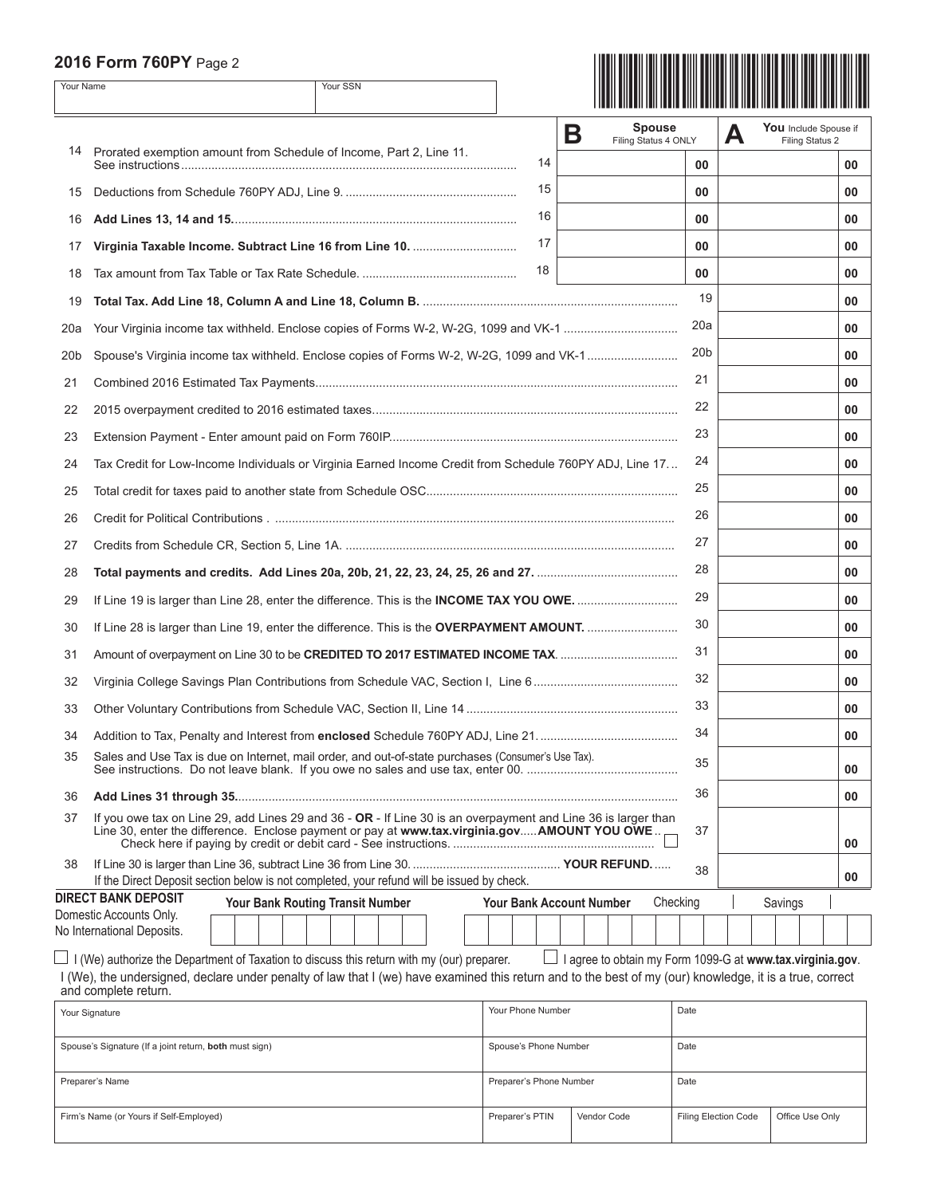## 2016 Form 760PY Page 2

| Your Name | Your SSN |
|---|---|
| | |

| | | | B Spouse Filing Status 4 ONLY | A You Include Spouse if Filing Status 2 |
|---|---|---|---|---|
| 14 | Prorated exemption amount from Schedule of Income, Part 2, Line 11. See instructions | 14 | 00 | 00 |
| 15 | Deductions from Schedule 760PY ADJ, Line 9. | 15 | 00 | 00 |
| 16 | **Add Lines 13, 14 and 15.** | 16 | 00 | 00 |
| 17 | **Virginia Taxable Income. Subtract Line 16 from Line 10.** | 17 | 00 | 00 |
| 18 | Tax amount from Tax Table or Tax Rate Schedule. | 18 | 00 | 00 |

| | | | |
|---|---|---|---|
| 19 | **Total Tax. Add Line 18, Column A and Line 18, Column B.** | 19 | 00 |
| 20a | Your Virginia income tax withheld. Enclose copies of Forms W-2, W-2G, 1099 and VK-1 | 20a | 00 |
| 20b | Spouse's Virginia income tax withheld. Enclose copies of Forms W-2, W-2G, 1099 and VK-1 | 20b | 00 |
| 21 | Combined 2016 Estimated Tax Payments | 21 | 00 |
| 22 | 2015 overpayment credited to 2016 estimated taxes | 22 | 00 |
| 23 | Extension Payment - Enter amount paid on Form 760IP. | 23 | 00 |
| 24 | Tax Credit for Low-Income Individuals or Virginia Earned Income Credit from Schedule 760PY ADJ, Line 17 | 24 | 00 |
| 25 | Total credit for taxes paid to another state from Schedule OSC | 25 | 00 |
| 26 | Credit for Political Contributions . | 26 | 00 |
| 27 | Credits from Schedule CR, Section 5, Line 1A. | 27 | 00 |
| 28 | **Total payments and credits. Add Lines 20a, 20b, 21, 22, 23, 24, 25, 26 and 27.** | 28 | 00 |
| 29 | If Line 19 is larger than Line 28, enter the difference. This is the **INCOME TAX YOU OWE.** | 29 | 00 |
| 30 | If Line 28 is larger than Line 19, enter the difference. This is the **OVERPAYMENT AMOUNT.** | 30 | 00 |
| 31 | Amount of overpayment on Line 30 to be **CREDITED TO 2017 ESTIMATED INCOME TAX**. | 31 | 00 |
| 32 | Virginia College Savings Plan Contributions from Schedule VAC, Section I, Line 6 | 32 | 00 |
| 33 | Other Voluntary Contributions from Schedule VAC, Section II, Line 14 | 33 | 00 |
| 34 | Addition to Tax, Penalty and Interest from **enclosed** Schedule 760PY ADJ, Line 21. | 34 | 00 |
| 35 | Sales and Use Tax is due on Internet, mail order, and out-of-state purchases (Consumer's Use Tax). See instructions. Do not leave blank. If you owe no sales and use tax, enter 00. | 35 | 00 |
| 36 | **Add Lines 31 through 35.** | 36 | 00 |
| 37 | If you owe tax on Line 29, add Lines 29 and 36 - **OR** - If Line 30 is an overpayment and Line 36 is larger than Line 30, enter the difference. Enclose payment or pay at **www.tax.virginia.gov** ..... **AMOUNT YOU OWE** .. ☐ Check here if paying by credit or debit card - See instructions. | 37 | 00 |
| 38 | If Line 30 is larger than Line 36, subtract Line 36 from Line 30. **YOUR REFUND.** If the Direct Deposit section below is not completed, your refund will be issued by check. | 38 | 00 |

**DIRECT BANK DEPOSIT**
Domestic Accounts Only.
No International Deposits.

**Your Bank Routing Transit Number** | **Your Bank Account Number** | Checking ☐ | Savings ☐

☐ I (We) authorize the Department of Taxation to discuss this return with my (our) preparer. ☐ I agree to obtain my Form 1099-G at **www.tax.virginia.gov**.

I (We), the undersigned, declare under penalty of law that I (we) have examined this return and to the best of my (our) knowledge, it is a true, correct and complete return.

| | | | |
|---|---|---|---|
| Your Signature | Your Phone Number | Date | |
| Spouse's Signature (If a joint return, **both** must sign) | Spouse's Phone Number | Date | |
| Preparer's Name | Preparer's Phone Number | Date | |
| Firm's Name (or Yours if Self-Employed) | Preparer's PTIN / Vendor Code | Filing Election Code | Office Use Only |